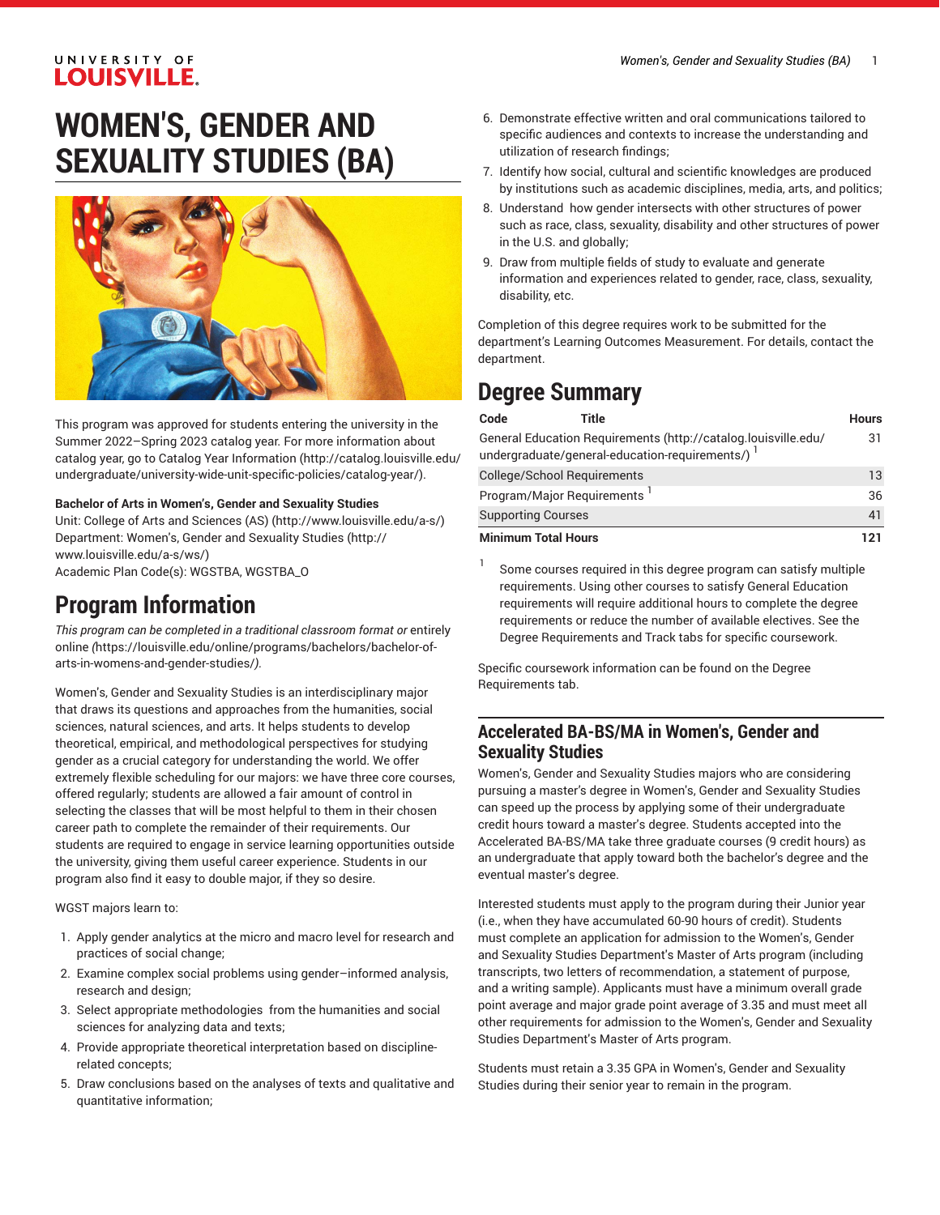# WOMEN'S, GENDER AND SEXUALITY STUDIES (BA)

This program was approved for students entering the university in the Summer 2022–Spring 2023 catalog year. For more information about catalog year, go to Catalog Year Information (http://catalog.louisville.edu/undergraduate/university-wide-unit-specific-policies/catalog-year/).

**Bachelor of Arts in Women's, Gender and Sexuality Studies**
Unit: College of Arts and Sciences (AS) (http://www.louisville.edu/a-s/)
Department: Women's, Gender and Sexuality Studies (http://www.louisville.edu/a-s/ws/)
Academic Plan Code(s): WGSTBA, WGSTBA_O

# Program Information

*This program can be completed in a traditional classroom format or* entirely online *(*https://louisville.edu/online/programs/bachelors/bachelor-of-arts-in-womens-and-gender-studies/*).*

Women's, Gender and Sexuality Studies is an interdisciplinary major that draws its questions and approaches from the humanities, social sciences, natural sciences, and arts. It helps students to develop theoretical, empirical, and methodological perspectives for studying gender as a crucial category for understanding the world. We offer extremely flexible scheduling for our majors: we have three core courses, offered regularly; students are allowed a fair amount of control in selecting the classes that will be most helpful to them in their chosen career path to complete the remainder of their requirements. Our students are required to engage in service learning opportunities outside the university, giving them useful career experience. Students in our program also find it easy to double major, if they so desire.

WGST majors learn to:

1. Apply gender analytics at the micro and macro level for research and practices of social change;
2. Examine complex social problems using gender–informed analysis, research and design;
3. Select appropriate methodologies from the humanities and social sciences for analyzing data and texts;
4. Provide appropriate theoretical interpretation based on discipline-related concepts;
5. Draw conclusions based on the analyses of texts and qualitative and quantitative information;
6. Demonstrate effective written and oral communications tailored to specific audiences and contexts to increase the understanding and utilization of research findings;
7. Identify how social, cultural and scientific knowledges are produced by institutions such as academic disciplines, media, arts, and politics;
8. Understand how gender intersects with other structures of power such as race, class, sexuality, disability and other structures of power in the U.S. and globally;
9. Draw from multiple fields of study to evaluate and generate information and experiences related to gender, race, class, sexuality, disability, etc.

Completion of this degree requires work to be submitted for the department's Learning Outcomes Measurement. For details, contact the department.

# Degree Summary

| Code | Title | Hours |
|---|---|---|
| General Education Requirements (http://catalog.louisville.edu/undergraduate/general-education-requirements/) [1] | | 31 |
| College/School Requirements | | 13 |
| Program/Major Requirements [1] | | 36 |
| Supporting Courses | | 41 |
| **Minimum Total Hours** | | **121** |

[1] Some courses required in this degree program can satisfy multiple requirements. Using other courses to satisfy General Education requirements will require additional hours to complete the degree requirements or reduce the number of available electives. See the Degree Requirements and Track tabs for specific coursework.

Specific coursework information can be found on the Degree Requirements tab.

## Accelerated BA-BS/MA in Women's, Gender and Sexuality Studies

Women's, Gender and Sexuality Studies majors who are considering pursuing a master's degree in Women's, Gender and Sexuality Studies can speed up the process by applying some of their undergraduate credit hours toward a master's degree. Students accepted into the Accelerated BA-BS/MA take three graduate courses (9 credit hours) as an undergraduate that apply toward both the bachelor's degree and the eventual master's degree.

Interested students must apply to the program during their Junior year (i.e., when they have accumulated 60-90 hours of credit). Students must complete an application for admission to the Women's, Gender and Sexuality Studies Department's Master of Arts program (including transcripts, two letters of recommendation, a statement of purpose, and a writing sample). Applicants must have a minimum overall grade point average and major grade point average of 3.35 and must meet all other requirements for admission to the Women's, Gender and Sexuality Studies Department's Master of Arts program.

Students must retain a 3.35 GPA in Women's, Gender and Sexuality Studies during their senior year to remain in the program.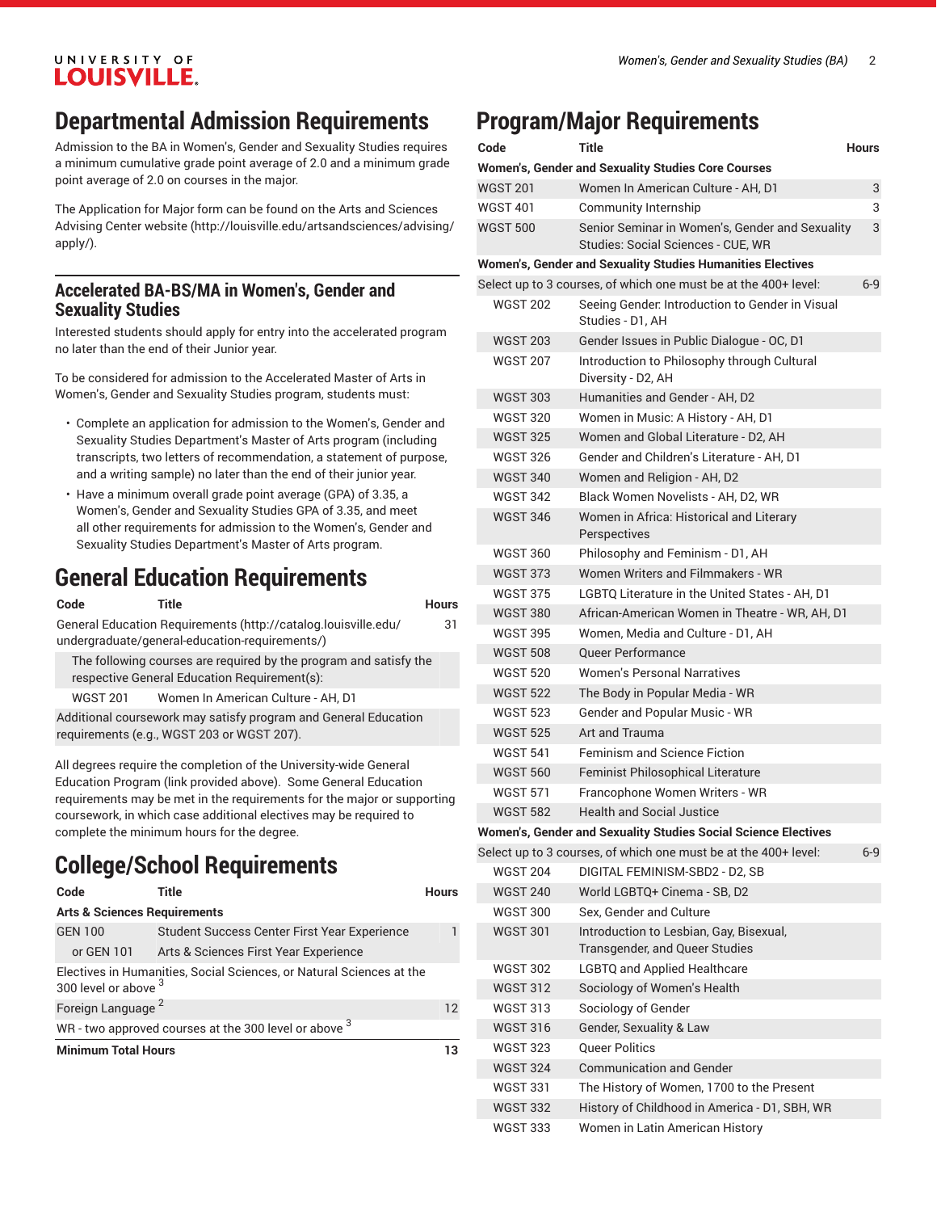## Departmental Admission Requirements

Admission to the BA in Women's, Gender and Sexuality Studies requires a minimum cumulative grade point average of 2.0 and a minimum grade point average of 2.0 on courses in the major.

The Application for Major form can be found on the Arts and Sciences Advising Center website (http://louisville.edu/artsandsciences/advising/apply/).

### Accelerated BA-BS/MA in Women's, Gender and Sexuality Studies

Interested students should apply for entry into the accelerated program no later than the end of their Junior year.

To be considered for admission to the Accelerated Master of Arts in Women's, Gender and Sexuality Studies program, students must:

- Complete an application for admission to the Women's, Gender and Sexuality Studies Department's Master of Arts program (including transcripts, two letters of recommendation, a statement of purpose, and a writing sample) no later than the end of their junior year.
- Have a minimum overall grade point average (GPA) of 3.35, a Women's, Gender and Sexuality Studies GPA of 3.35, and meet all other requirements for admission to the Women's, Gender and Sexuality Studies Department's Master of Arts program.

## General Education Requirements

| Code | Title | Hours |
|---|---|---|
| General Education Requirements (http://catalog.louisville.edu/undergraduate/general-education-requirements/) | | 31 |
| The following courses are required by the program and satisfy the respective General Education Requirement(s): | | |
| WGST 201 | Women In American Culture - AH, D1 | |
| Additional coursework may satisfy program and General Education requirements (e.g., WGST 203 or WGST 207). | | |

All degrees require the completion of the University-wide General Education Program (link provided above). Some General Education requirements may be met in the requirements for the major or supporting coursework, in which case additional electives may be required to complete the minimum hours for the degree.

## College/School Requirements

| Code | Title | Hours |
|---|---|---|
| **Arts & Sciences Requirements** | | |
| GEN 100 | Student Success Center First Year Experience | 1 |
| or GEN 101 | Arts & Sciences First Year Experience | |
| Electives in Humanities, Social Sciences, or Natural Sciences at the 300 level or above [3] | | |
| Foreign Language [2] | | 12 |
| WR - two approved courses at the 300 level or above [3] | | |
| **Minimum Total Hours** | | **13** |

## Program/Major Requirements

| Code | Title | Hours |
|---|---|---|
| **Women's, Gender and Sexuality Studies Core Courses** | | |
| WGST 201 | Women In American Culture - AH, D1 | 3 |
| WGST 401 | Community Internship | 3 |
| WGST 500 | Senior Seminar in Women's, Gender and Sexuality Studies: Social Sciences - CUE, WR | 3 |
| **Women's, Gender and Sexuality Studies Humanities Electives** | | |
| Select up to 3 courses, of which one must be at the 400+ level: | | 6-9 |
| WGST 202 | Seeing Gender: Introduction to Gender in Visual Studies - D1, AH | |
| WGST 203 | Gender Issues in Public Dialogue - OC, D1 | |
| WGST 207 | Introduction to Philosophy through Cultural Diversity - D2, AH | |
| WGST 303 | Humanities and Gender - AH, D2 | |
| WGST 320 | Women in Music: A History - AH, D1 | |
| WGST 325 | Women and Global Literature - D2, AH | |
| WGST 326 | Gender and Children's Literature - AH, D1 | |
| WGST 340 | Women and Religion - AH, D2 | |
| WGST 342 | Black Women Novelists - AH, D2, WR | |
| WGST 346 | Women in Africa: Historical and Literary Perspectives | |
| WGST 360 | Philosophy and Feminism - D1, AH | |
| WGST 373 | Women Writers and Filmmakers - WR | |
| WGST 375 | LGBTQ Literature in the United States - AH, D1 | |
| WGST 380 | African-American Women in Theatre - WR, AH, D1 | |
| WGST 395 | Women, Media and Culture - D1, AH | |
| WGST 508 | Queer Performance | |
| WGST 520 | Women's Personal Narratives | |
| WGST 522 | The Body in Popular Media - WR | |
| WGST 523 | Gender and Popular Music - WR | |
| WGST 525 | Art and Trauma | |
| WGST 541 | Feminism and Science Fiction | |
| WGST 560 | Feminist Philosophical Literature | |
| WGST 571 | Francophone Women Writers - WR | |
| WGST 582 | Health and Social Justice | |
| **Women's, Gender and Sexuality Studies Social Science Electives** | | |
| Select up to 3 courses, of which one must be at the 400+ level: | | 6-9 |
| WGST 204 | DIGITAL FEMINISM-SBD2 - D2, SB | |
| WGST 240 | World LGBTQ+ Cinema - SB, D2 | |
| WGST 300 | Sex, Gender and Culture | |
| WGST 301 | Introduction to Lesbian, Gay, Bisexual, Transgender, and Queer Studies | |
| WGST 302 | LGBTQ and Applied Healthcare | |
| WGST 312 | Sociology of Women's Health | |
| WGST 313 | Sociology of Gender | |
| WGST 316 | Gender, Sexuality & Law | |
| WGST 323 | Queer Politics | |
| WGST 324 | Communication and Gender | |
| WGST 331 | The History of Women, 1700 to the Present | |
| WGST 332 | History of Childhood in America - D1, SBH, WR | |
| WGST 333 | Women in Latin American History | |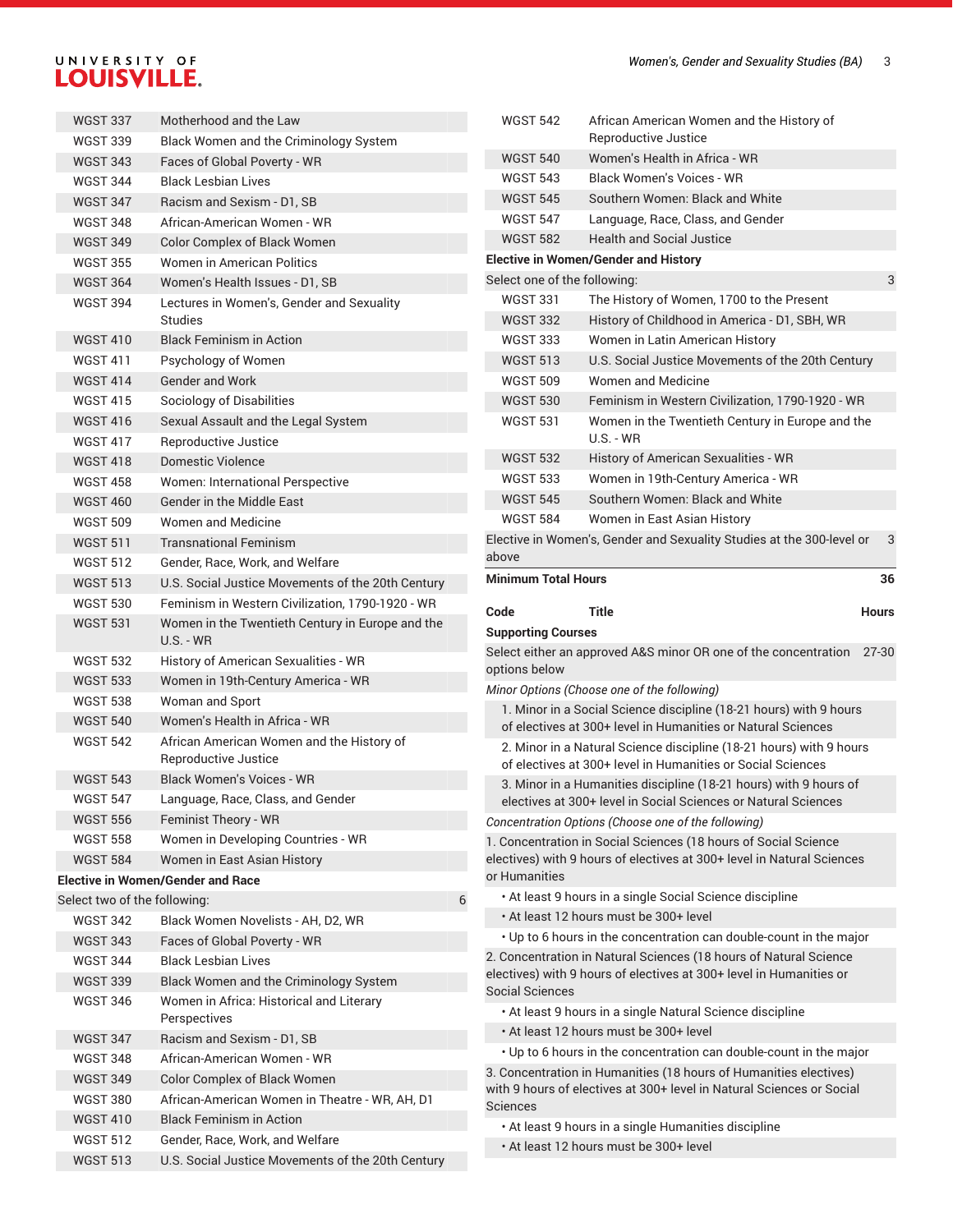| Code | Title | Hours |
|---|---|---|
| WGST 337 | Motherhood and the Law | |
| WGST 339 | Black Women and the Criminology System | |
| WGST 343 | Faces of Global Poverty - WR | |
| WGST 344 | Black Lesbian Lives | |
| WGST 347 | Racism and Sexism - D1, SB | |
| WGST 348 | African-American Women - WR | |
| WGST 349 | Color Complex of Black Women | |
| WGST 355 | Women in American Politics | |
| WGST 364 | Women's Health Issues - D1, SB | |
| WGST 394 | Lectures in Women's, Gender and Sexuality Studies | |
| WGST 410 | Black Feminism in Action | |
| WGST 411 | Psychology of Women | |
| WGST 414 | Gender and Work | |
| WGST 415 | Sociology of Disabilities | |
| WGST 416 | Sexual Assault and the Legal System | |
| WGST 417 | Reproductive Justice | |
| WGST 418 | Domestic Violence | |
| WGST 458 | Women: International Perspective | |
| WGST 460 | Gender in the Middle East | |
| WGST 509 | Women and Medicine | |
| WGST 511 | Transnational Feminism | |
| WGST 512 | Gender, Race, Work, and Welfare | |
| WGST 513 | U.S. Social Justice Movements of the 20th Century | |
| WGST 530 | Feminism in Western Civilization, 1790-1920 - WR | |
| WGST 531 | Women in the Twentieth Century in Europe and the U.S. - WR | |
| WGST 532 | History of American Sexualities - WR | |
| WGST 533 | Women in 19th-Century America - WR | |
| WGST 538 | Woman and Sport | |
| WGST 540 | Women's Health in Africa - WR | |
| WGST 542 | African American Women and the History of Reproductive Justice | |
| WGST 543 | Black Women's Voices - WR | |
| WGST 547 | Language, Race, Class, and Gender | |
| WGST 556 | Feminist Theory - WR | |
| WGST 558 | Women in Developing Countries - WR | |
| WGST 584 | Women in East Asian History | |
| **Elective in Women/Gender and Race** | | |
| Select two of the following: | | 6 |
| WGST 342 | Black Women Novelists - AH, D2, WR | |
| WGST 343 | Faces of Global Poverty - WR | |
| WGST 344 | Black Lesbian Lives | |
| WGST 339 | Black Women and the Criminology System | |
| WGST 346 | Women in Africa: Historical and Literary Perspectives | |
| WGST 347 | Racism and Sexism - D1, SB | |
| WGST 348 | African-American Women - WR | |
| WGST 349 | Color Complex of Black Women | |
| WGST 380 | African-American Women in Theatre - WR, AH, D1 | |
| WGST 410 | Black Feminism in Action | |
| WGST 512 | Gender, Race, Work, and Welfare | |
| WGST 513 | U.S. Social Justice Movements of the 20th Century | |
| WGST 542 | African American Women and the History of Reproductive Justice | |
| WGST 540 | Women's Health in Africa - WR | |
| WGST 543 | Black Women's Voices - WR | |
| WGST 545 | Southern Women: Black and White | |
| WGST 547 | Language, Race, Class, and Gender | |
| WGST 582 | Health and Social Justice | |
| **Elective in Women/Gender and History** | | |
| Select one of the following: | | 3 |
| WGST 331 | The History of Women, 1700 to the Present | |
| WGST 332 | History of Childhood in America - D1, SBH, WR | |
| WGST 333 | Women in Latin American History | |
| WGST 513 | U.S. Social Justice Movements of the 20th Century | |
| WGST 509 | Women and Medicine | |
| WGST 530 | Feminism in Western Civilization, 1790-1920 - WR | |
| WGST 531 | Women in the Twentieth Century in Europe and the U.S. - WR | |
| WGST 532 | History of American Sexualities - WR | |
| WGST 533 | Women in 19th-Century America - WR | |
| WGST 545 | Southern Women: Black and White | |
| WGST 584 | Women in East Asian History | |
| Elective in Women's, Gender and Sexuality Studies at the 300-level or above | | 3 |
| **Minimum Total Hours** | | **36** |

| Code | Title | Hours |
|---|---|---|
| **Supporting Courses** | | |
| Select either an approved A&S minor OR one of the concentration options below | | 27-30 |
| *Minor Options (Choose one of the following)* | | |
| 1. Minor in a Social Science discipline (18-21 hours) with 9 hours of electives at 300+ level in Humanities or Natural Sciences | | |
| 2. Minor in a Natural Science discipline (18-21 hours) with 9 hours of electives at 300+ level in Humanities or Social Sciences | | |
| 3. Minor in a Humanities discipline (18-21 hours) with 9 hours of electives at 300+ level in Social Sciences or Natural Sciences | | |
| *Concentration Options (Choose one of the following)* | | |
| 1. Concentration in Social Sciences (18 hours of Social Science electives) with 9 hours of electives at 300+ level in Natural Sciences or Humanities | | |
| • At least 9 hours in a single Social Science discipline | | |
| • At least 12 hours must be 300+ level | | |
| • Up to 6 hours in the concentration can double-count in the major | | |
| 2. Concentration in Natural Sciences (18 hours of Natural Science electives) with 9 hours of electives at 300+ level in Humanities or Social Sciences | | |
| • At least 9 hours in a single Natural Science discipline | | |
| • At least 12 hours must be 300+ level | | |
| • Up to 6 hours in the concentration can double-count in the major | | |
| 3. Concentration in Humanities (18 hours of Humanities electives) with 9 hours of electives at 300+ level in Natural Sciences or Social Sciences | | |
| • At least 9 hours in a single Humanities discipline | | |
| • At least 12 hours must be 300+ level | | |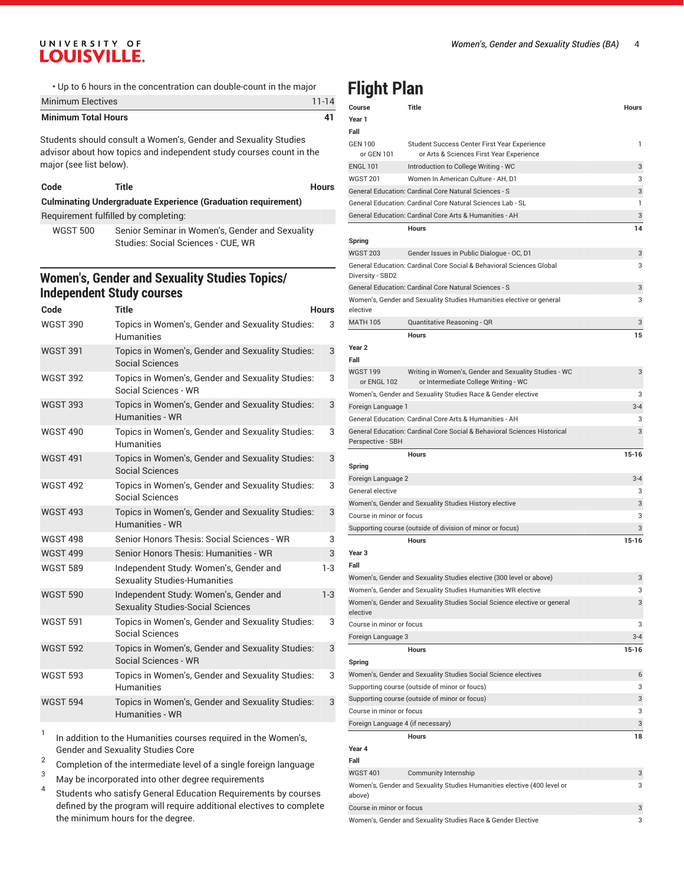• Up to 6 hours in the concentration can double-count in the major

| | |
|---|---|
| Minimum Electives | 11-14 |
| **Minimum Total Hours** | **41** |

Students should consult a Women's, Gender and Sexuality Studies advisor about how topics and independent study courses count in the major (see list below).

| Code | Title | Hours |
|---|---|---|
| **Culminating Undergraduate Experience (Graduation requirement)** | | |
| Requirement fulfilled by completing: | | |
| WGST 500 | Senior Seminar in Women's, Gender and Sexuality Studies: Social Sciences - CUE, WR | |

## Women's, Gender and Sexuality Studies Topics/ Independent Study courses

| Code | Title | Hours |
|---|---|---|
| WGST 390 | Topics in Women's, Gender and Sexuality Studies: Humanities | 3 |
| WGST 391 | Topics in Women's, Gender and Sexuality Studies: Social Sciences | 3 |
| WGST 392 | Topics in Women's, Gender and Sexuality Studies: Social Sciences - WR | 3 |
| WGST 393 | Topics in Women's, Gender and Sexuality Studies: Humanities - WR | 3 |
| WGST 490 | Topics in Women's, Gender and Sexuality Studies: Humanities | 3 |
| WGST 491 | Topics in Women's, Gender and Sexuality Studies: Social Sciences | 3 |
| WGST 492 | Topics in Women's, Gender and Sexuality Studies: Social Sciences | 3 |
| WGST 493 | Topics in Women's, Gender and Sexuality Studies: Humanities - WR | 3 |
| WGST 498 | Senior Honors Thesis: Social Sciences - WR | 3 |
| WGST 499 | Senior Honors Thesis: Humanities - WR | 3 |
| WGST 589 | Independent Study: Women's, Gender and Sexuality Studies-Humanities | 1-3 |
| WGST 590 | Independent Study: Women's, Gender and Sexuality Studies-Social Sciences | 1-3 |
| WGST 591 | Topics in Women's, Gender and Sexuality Studies: Social Sciences | 3 |
| WGST 592 | Topics in Women's, Gender and Sexuality Studies: Social Sciences - WR | 3 |
| WGST 593 | Topics in Women's, Gender and Sexuality Studies: Humanities | 3 |
| WGST 594 | Topics in Women's, Gender and Sexuality Studies: Humanities - WR | 3 |

1. In addition to the Humanities courses required in the Women's, Gender and Sexuality Studies Core
2. Completion of the intermediate level of a single foreign language
3. May be incorporated into other degree requirements
4. Students who satisfy General Education Requirements by courses defined by the program will require additional electives to complete the minimum hours for the degree.

# Flight Plan

| Course | Title | Hours |
|---|---|---|
| **Year 1** | | |
| **Fall** | | |
| GEN 100 or GEN 101 | Student Success Center First Year Experience or Arts & Sciences First Year Experience | 1 |
| ENGL 101 | Introduction to College Writing - WC | 3 |
| WGST 201 | Women In American Culture - AH, D1 | 3 |
| General Education: Cardinal Core Natural Sciences - S | | 3 |
| General Education: Cardinal Core Natural Sciences Lab - SL | | 1 |
| General Education: Cardinal Core Arts & Humanities - AH | | 3 |
| | **Hours** | **14** |
| **Spring** | | |
| WGST 203 | Gender Issues in Public Dialogue - OC, D1 | 3 |
| General Education: Cardinal Core Social & Behavioral Sciences Global Diversity - SBD2 | | 3 |
| General Education: Cardinal Core Natural Sciences - S | | 3 |
| Women's, Gender and Sexuality Studies Humanities elective or general elective | | 3 |
| MATH 105 | Quantitative Reasoning - QR | 3 |
| | **Hours** | **15** |
| **Year 2** | | |
| **Fall** | | |
| WGST 199 or ENGL 102 | Writing in Women's, Gender and Sexuality Studies - WC or Intermediate College Writing - WC | 3 |
| Women's, Gender and Sexuality Studies Race & Gender elective | | 3 |
| Foreign Language 1 | | 3-4 |
| General Education: Cardinal Core Arts & Humanities - AH | | 3 |
| General Education: Cardinal Core Social & Behavioral Sciences Historical Perspective - SBH | | 3 |
| | **Hours** | **15-16** |
| **Spring** | | |
| Foreign Language 2 | | 3-4 |
| General elective | | 3 |
| Women's, Gender and Sexuality Studies History elective | | 3 |
| Course in minor or focus | | 3 |
| Supporting course (outside of division of minor or focus) | | 3 |
| | **Hours** | **15-16** |
| **Year 3** | | |
| **Fall** | | |
| Women's, Gender and Sexuality Studies elective (300 level or above) | | 3 |
| Women's, Gender and Sexuality Studies Humanities WR elective | | 3 |
| Women's, Gender and Sexuality Studies Social Science elective or general elective | | 3 |
| Course in minor or focus | | 3 |
| Foreign Language 3 | | 3-4 |
| | **Hours** | **15-16** |
| **Spring** | | |
| Women's, Gender and Sexuality Studies Social Science electives | | 6 |
| Supporting course (outside of minor or foucs) | | 3 |
| Supporting course (outside of minor or focus) | | 3 |
| Course in minor or focus | | 3 |
| Foreign Language 4 (if necessary) | | 3 |
| | **Hours** | **18** |
| **Year 4** | | |
| **Fall** | | |
| WGST 401 | Community Internship | 3 |
| Women's, Gender and Sexuality Studies Humanities elective (400 level or above) | | 3 |
| Course in minor or focus | | 3 |
| Women's, Gender and Sexuality Studies Race & Gender Elective | | 3 |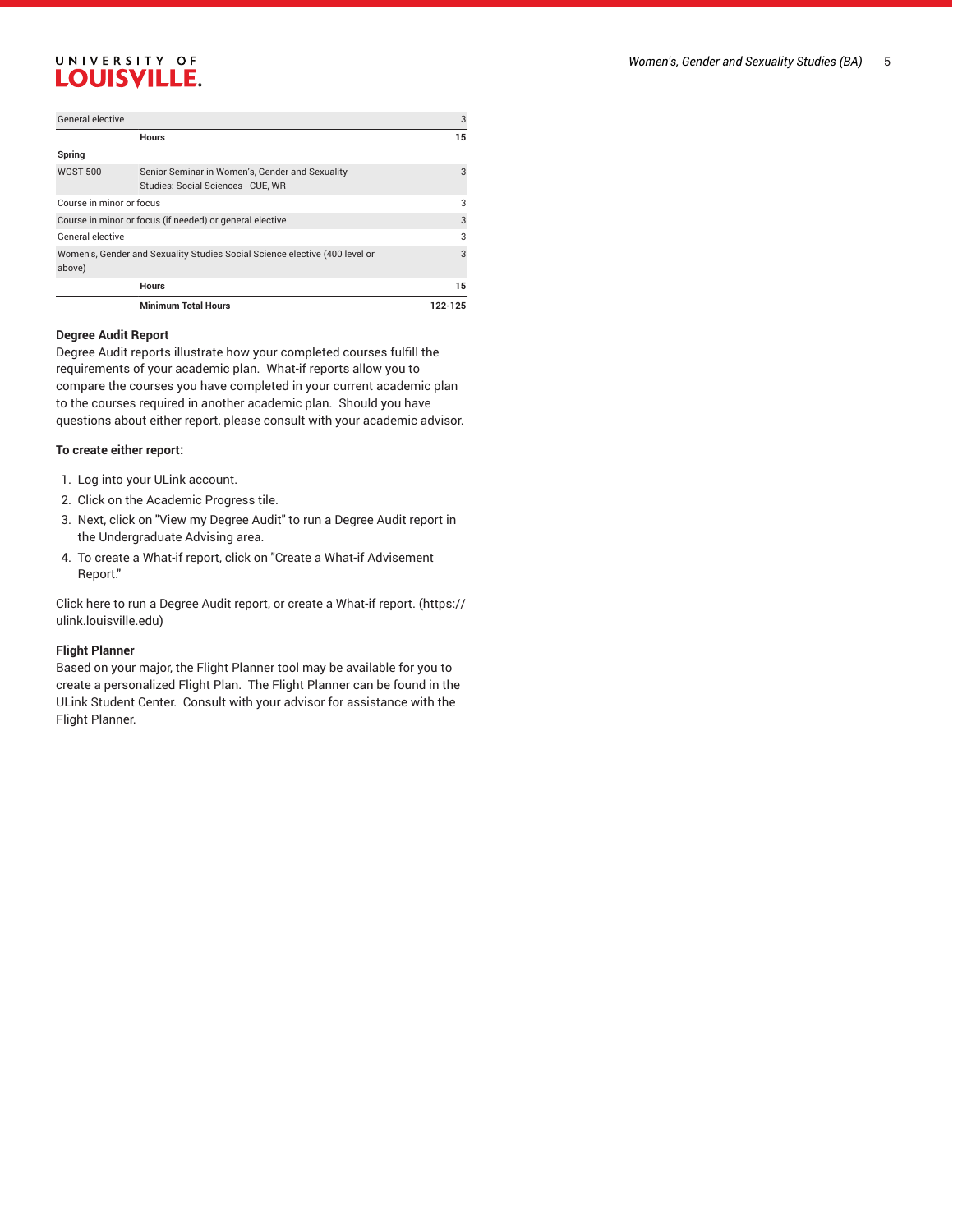| | | |
|---|---|---|
| General elective | | 3 |
| | **Hours** | **15** |
| **Spring** | | |
| WGST 500 | Senior Seminar in Women's, Gender and Sexuality Studies: Social Sciences - CUE, WR | 3 |
| Course in minor or focus | | 3 |
| Course in minor or focus (if needed) or general elective | | 3 |
| General elective | | 3 |
| Women's, Gender and Sexuality Studies Social Science elective (400 level or above) | | 3 |
| | **Hours** | **15** |
| | **Minimum Total Hours** | **122-125** |

**Degree Audit Report**

Degree Audit reports illustrate how your completed courses fulfill the requirements of your academic plan. What-if reports allow you to compare the courses you have completed in your current academic plan to the courses required in another academic plan. Should you have questions about either report, please consult with your academic advisor.

**To create either report:**

1. Log into your ULink account.
2. Click on the Academic Progress tile.
3. Next, click on "View my Degree Audit" to run a Degree Audit report in the Undergraduate Advising area.
4. To create a What-if report, click on "Create a What-if Advisement Report."

Click here to run a Degree Audit report, or create a What-if report. (https://ulink.louisville.edu)

**Flight Planner**

Based on your major, the Flight Planner tool may be available for you to create a personalized Flight Plan. The Flight Planner can be found in the ULink Student Center. Consult with your advisor for assistance with the Flight Planner.